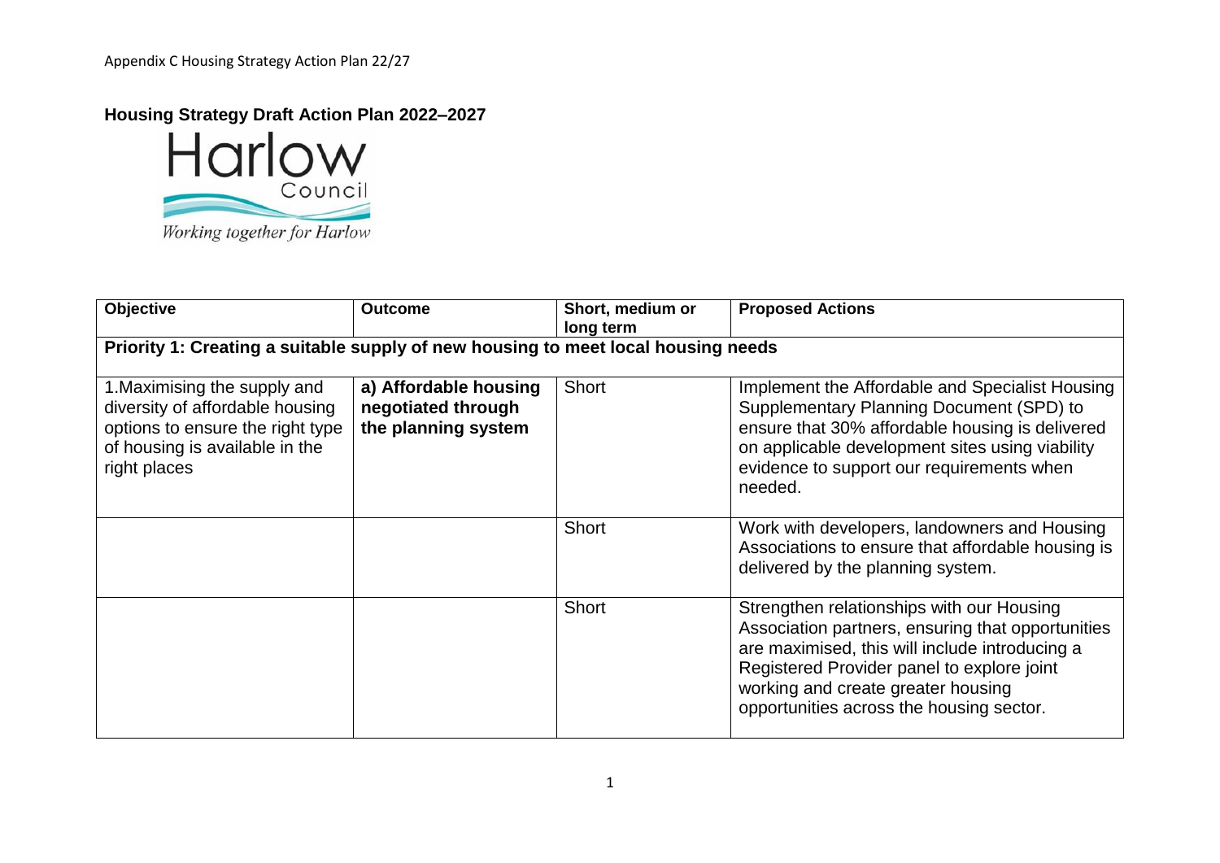# Housing Strategy Draft Action Plan 2022–2027

Harlow Council

*Working together for Harlow*

| Objective | Outcome | Short, medium or long term | Proposed Actions |
|---|---|---|---|
| **Priority 1: Creating a suitable supply of new housing to meet local housing needs** | | | |
| 1.Maximising the supply and diversity of affordable housing options to ensure the right type of housing is available in the right places | **a) Affordable housing negotiated through the planning system** | Short | Implement the Affordable and Specialist Housing Supplementary Planning Document (SPD) to ensure that 30% affordable housing is delivered on applicable development sites using viability evidence to support our requirements when needed. |
| | | Short | Work with developers, landowners and Housing Associations to ensure that affordable housing is delivered by the planning system. |
| | | Short | Strengthen relationships with our Housing Association partners, ensuring that opportunities are maximised, this will include introducing a Registered Provider panel to explore joint working and create greater housing opportunities across the housing sector. |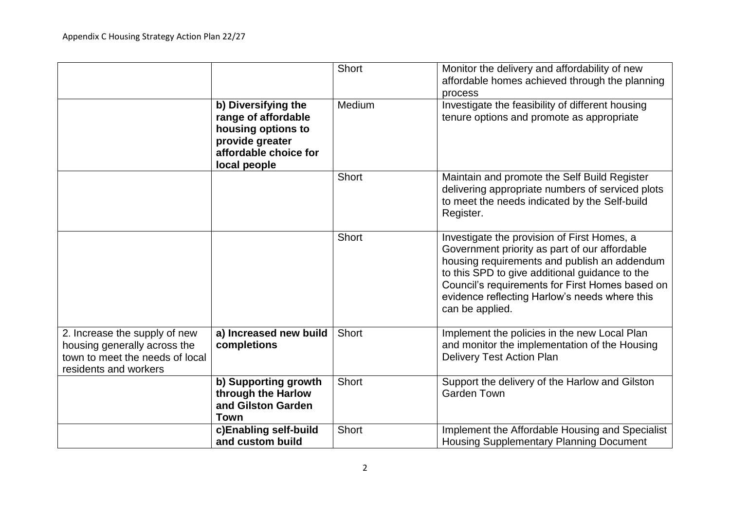| | | Short | Monitor the delivery and affordability of new affordable homes achieved through the planning process |
|---|---|---|---|
| | **b) Diversifying the range of affordable housing options to provide greater affordable choice for local people** | Medium | Investigate the feasibility of different housing tenure options and promote as appropriate |
| | | Short | Maintain and promote the Self Build Register delivering appropriate numbers of serviced plots to meet the needs indicated by the Self-build Register. |
| | | Short | Investigate the provision of First Homes, a Government priority as part of our affordable housing requirements and publish an addendum to this SPD to give additional guidance to the Council's requirements for First Homes based on evidence reflecting Harlow's needs where this can be applied. |
| 2. Increase the supply of new housing generally across the town to meet the needs of local residents and workers | **a) Increased new build completions** | Short | Implement the policies in the new Local Plan and monitor the implementation of the Housing Delivery Test Action Plan |
| | **b) Supporting growth through the Harlow and Gilston Garden Town** | Short | Support the delivery of the Harlow and Gilston Garden Town |
| | **c)Enabling self-build and custom build** | Short | Implement the Affordable Housing and Specialist Housing Supplementary Planning Document |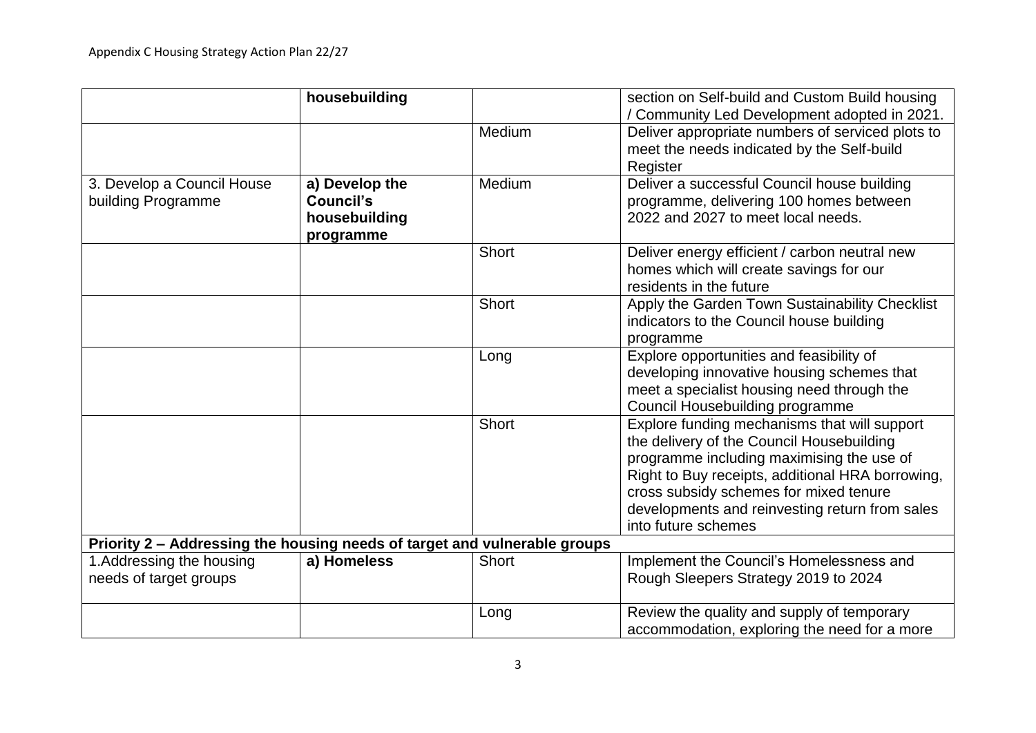| | housebuilding | | section on Self-build and Custom Build housing / Community Led Development adopted in 2021. |
|---|---|---|---|
| | | Medium | Deliver appropriate numbers of serviced plots to meet the needs indicated by the Self-build Register |
| 3. Develop a Council House building Programme | **a) Develop the Council's housebuilding programme** | Medium | Deliver a successful Council house building programme, delivering 100 homes between 2022 and 2027 to meet local needs. |
| | | Short | Deliver energy efficient / carbon neutral new homes which will create savings for our residents in the future |
| | | Short | Apply the Garden Town Sustainability Checklist indicators to the Council house building programme |
| | | Long | Explore opportunities and feasibility of developing innovative housing schemes that meet a specialist housing need through the Council Housebuilding programme |
| | | Short | Explore funding mechanisms that will support the delivery of the Council Housebuilding programme including maximising the use of Right to Buy receipts, additional HRA borrowing, cross subsidy schemes for mixed tenure developments and reinvesting return from sales into future schemes |
| **Priority 2 – Addressing the housing needs of target and vulnerable groups** | | | |
| 1.Addressing the housing needs of target groups | **a) Homeless** | Short | Implement the Council's Homelessness and Rough Sleepers Strategy 2019 to 2024 |
| | | Long | Review the quality and supply of temporary accommodation, exploring the need for a more |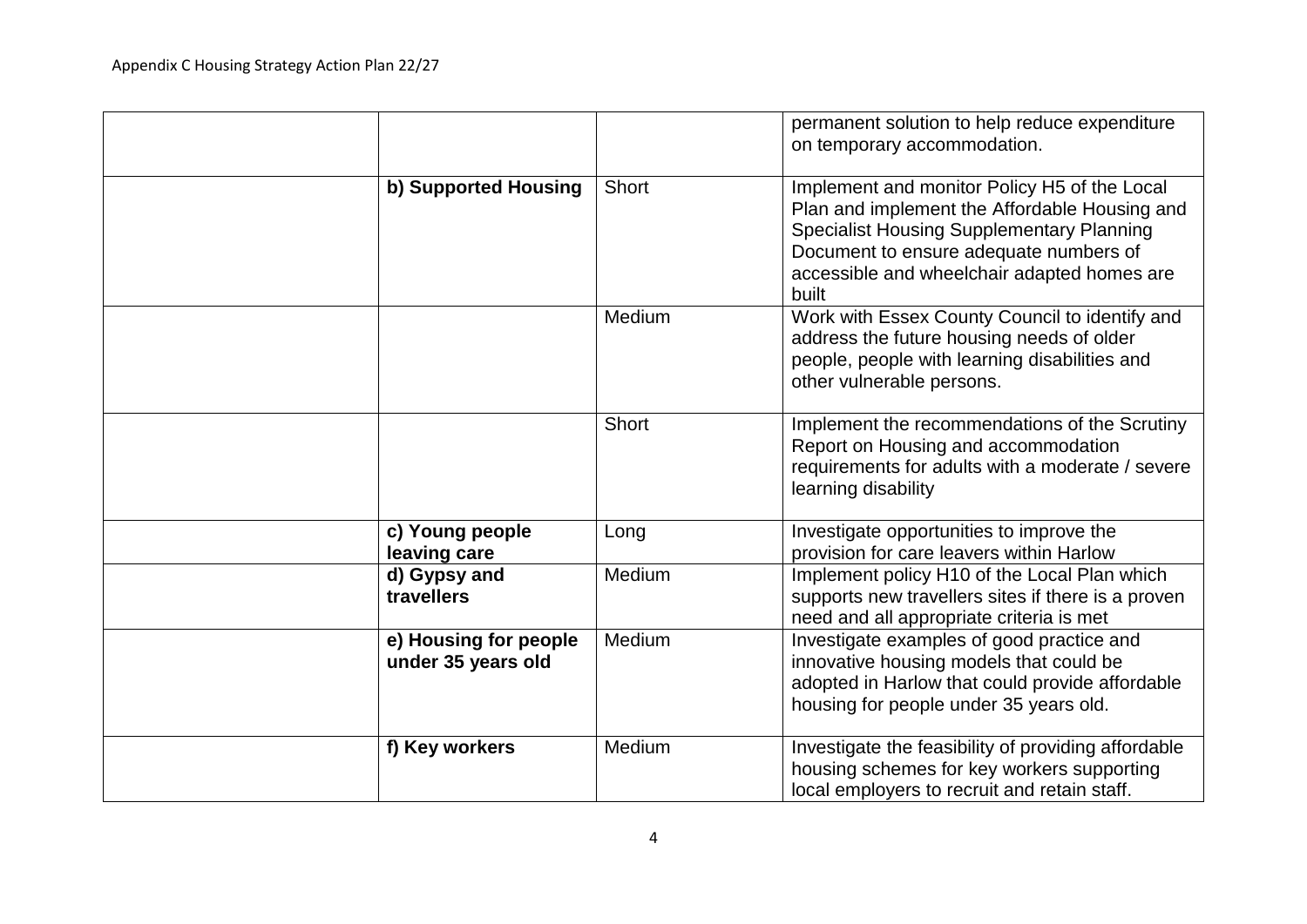| | | | |
|---|---|---|---|
| | | | permanent solution to help reduce expenditure on temporary accommodation. |
| | **b) Supported Housing** | Short | Implement and monitor Policy H5 of the Local Plan and implement the Affordable Housing and Specialist Housing Supplementary Planning Document to ensure adequate numbers of accessible and wheelchair adapted homes are built |
| | | Medium | Work with Essex County Council to identify and address the future housing needs of older people, people with learning disabilities and other vulnerable persons. |
| | | Short | Implement the recommendations of the Scrutiny Report on Housing and accommodation requirements for adults with a moderate / severe learning disability |
| | **c) Young people leaving care** | Long | Investigate opportunities to improve the provision for care leavers within Harlow |
| | **d) Gypsy and travellers** | Medium | Implement policy H10 of the Local Plan which supports new travellers sites if there is a proven need and all appropriate criteria is met |
| | **e) Housing for people under 35 years old** | Medium | Investigate examples of good practice and innovative housing models that could be adopted in Harlow that could provide affordable housing for people under 35 years old. |
| | **f) Key workers** | Medium | Investigate the feasibility of providing affordable housing schemes for key workers supporting local employers to recruit and retain staff. |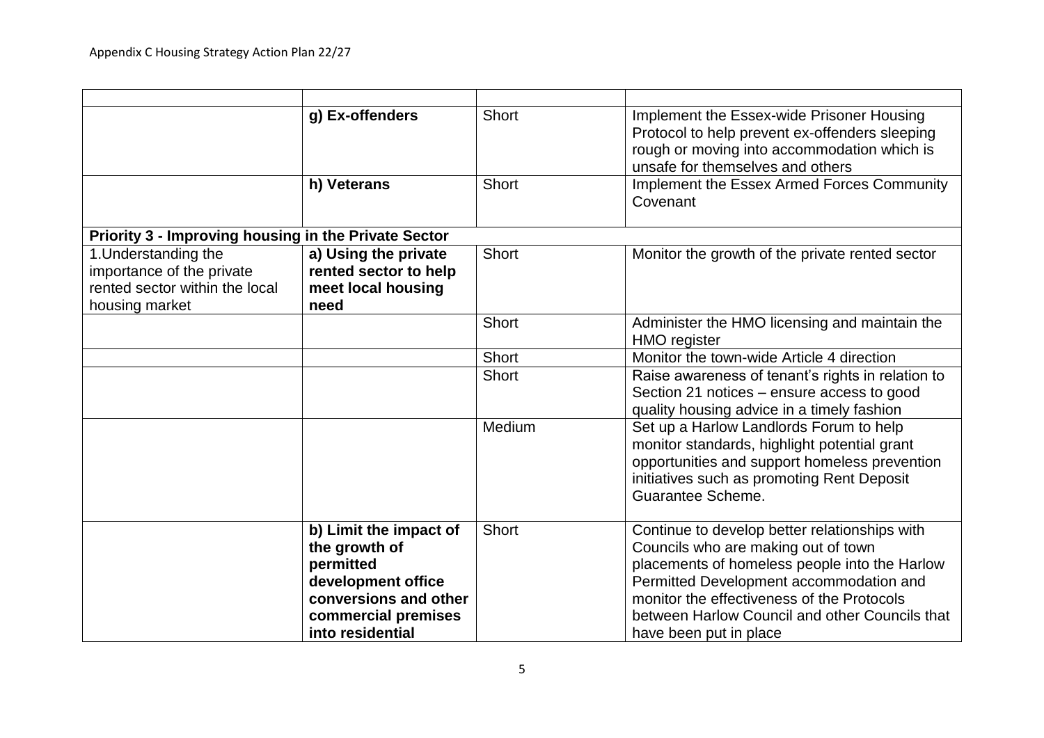| | | | |
|---|---|---|---|
| | **g) Ex-offenders** | Short | Implement the Essex-wide Prisoner Housing Protocol to help prevent ex-offenders sleeping rough or moving into accommodation which is unsafe for themselves and others |
| | **h) Veterans** | Short | Implement the Essex Armed Forces Community Covenant |
| **Priority 3 - Improving housing in the Private Sector** | | | |
| 1.Understanding the importance of the private rented sector within the local housing market | **a) Using the private rented sector to help meet local housing need** | Short | Monitor the growth of the private rented sector |
| | | Short | Administer the HMO licensing and maintain the HMO register |
| | | Short | Monitor the town-wide Article 4 direction |
| | | Short | Raise awareness of tenant's rights in relation to Section 21 notices – ensure access to good quality housing advice in a timely fashion |
| | | Medium | Set up a Harlow Landlords Forum to help monitor standards, highlight potential grant opportunities and support homeless prevention initiatives such as promoting Rent Deposit Guarantee Scheme. |
| | **b) Limit the impact of the growth of permitted development office conversions and other commercial premises into residential** | Short | Continue to develop better relationships with Councils who are making out of town placements of homeless people into the Harlow Permitted Development accommodation and monitor the effectiveness of the Protocols between Harlow Council and other Councils that have been put in place |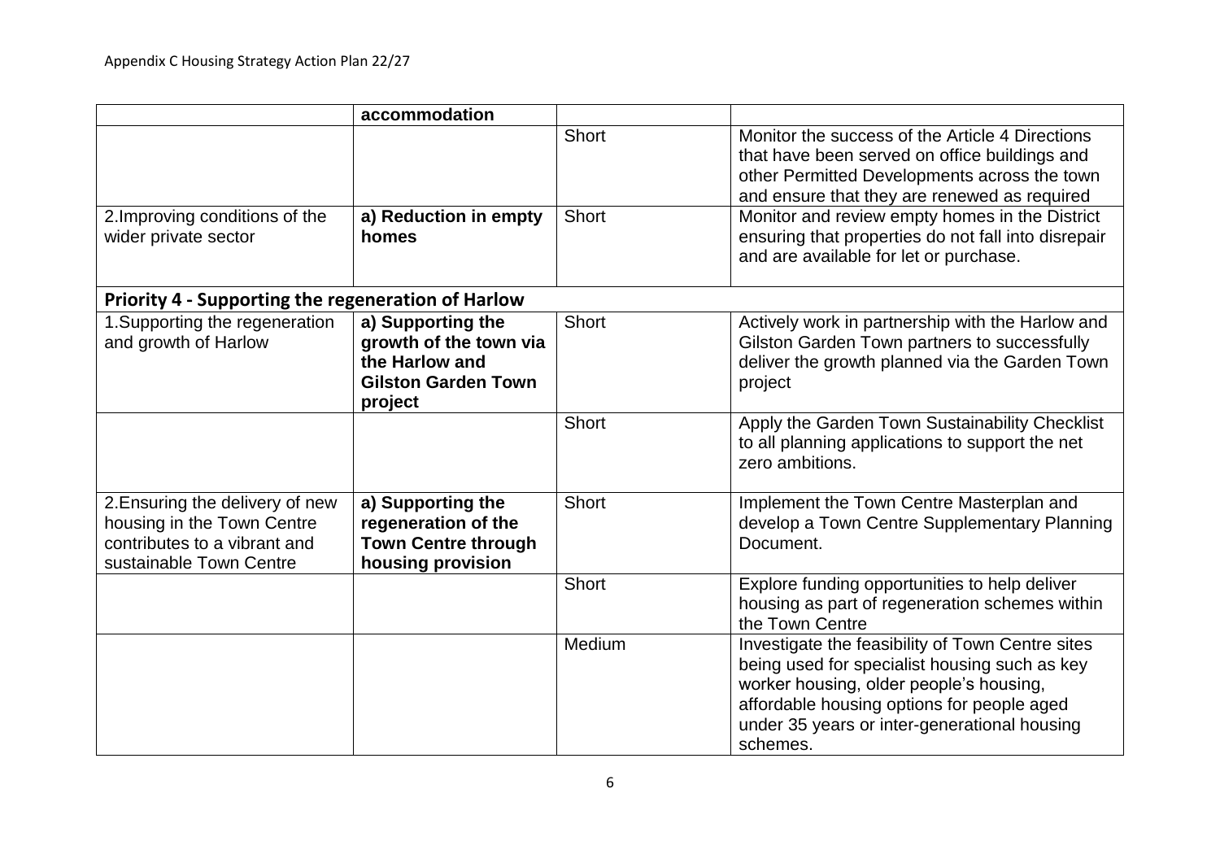| | accommodation | | |
|---|---|---|---|
| | | Short | Monitor the success of the Article 4 Directions that have been served on office buildings and other Permitted Developments across the town and ensure that they are renewed as required |
| 2.Improving conditions of the wider private sector | **a) Reduction in empty homes** | Short | Monitor and review empty homes in the District ensuring that properties do not fall into disrepair and are available for let or purchase. |
| **Priority 4 - Supporting the regeneration of Harlow** | | | |
| 1.Supporting the regeneration and growth of Harlow | **a) Supporting the growth of the town via the Harlow and Gilston Garden Town project** | Short | Actively work in partnership with the Harlow and Gilston Garden Town partners to successfully deliver the growth planned via the Garden Town project |
| | | Short | Apply the Garden Town Sustainability Checklist to all planning applications to support the net zero ambitions. |
| 2.Ensuring the delivery of new housing in the Town Centre contributes to a vibrant and sustainable Town Centre | **a) Supporting the regeneration of the Town Centre through housing provision** | Short | Implement the Town Centre Masterplan and develop a Town Centre Supplementary Planning Document. |
| | | Short | Explore funding opportunities to help deliver housing as part of regeneration schemes within the Town Centre |
| | | Medium | Investigate the feasibility of Town Centre sites being used for specialist housing such as key worker housing, older people's housing, affordable housing options for people aged under 35 years or inter-generational housing schemes. |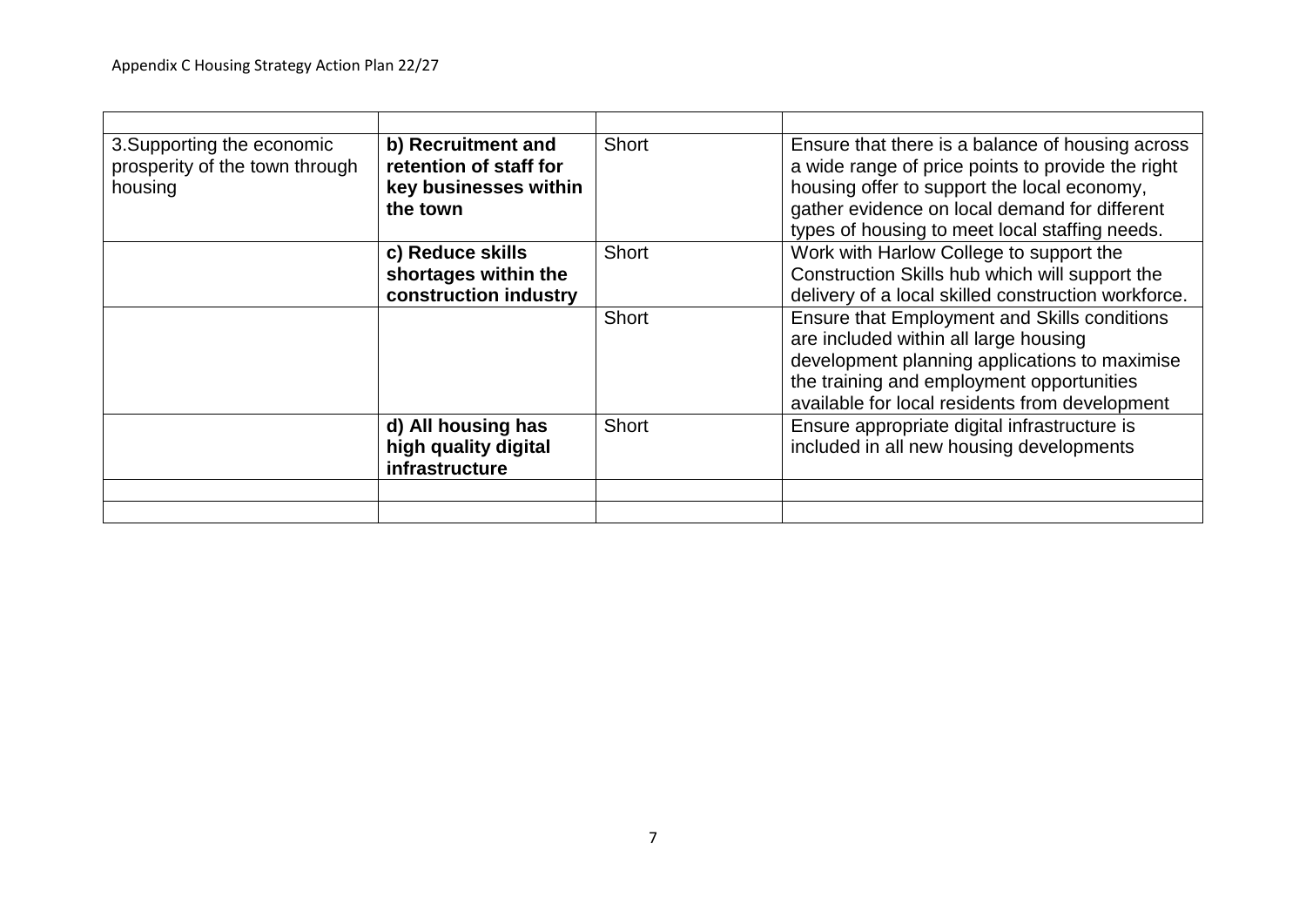| | | | |
|---|---|---|---|
| 3.Supporting the economic prosperity of the town through housing | **b) Recruitment and retention of staff for key businesses within the town** | Short | Ensure that there is a balance of housing across a wide range of price points to provide the right housing offer to support the local economy, gather evidence on local demand for different types of housing to meet local staffing needs. |
| | **c) Reduce skills shortages within the construction industry** | Short | Work with Harlow College to support the Construction Skills hub which will support the delivery of a local skilled construction workforce. |
| | | Short | Ensure that Employment and Skills conditions are included within all large housing development planning applications to maximise the training and employment opportunities available for local residents from development |
| | **d) All housing has high quality digital infrastructure** | Short | Ensure appropriate digital infrastructure is included in all new housing developments |
| | | | |
| | | | |